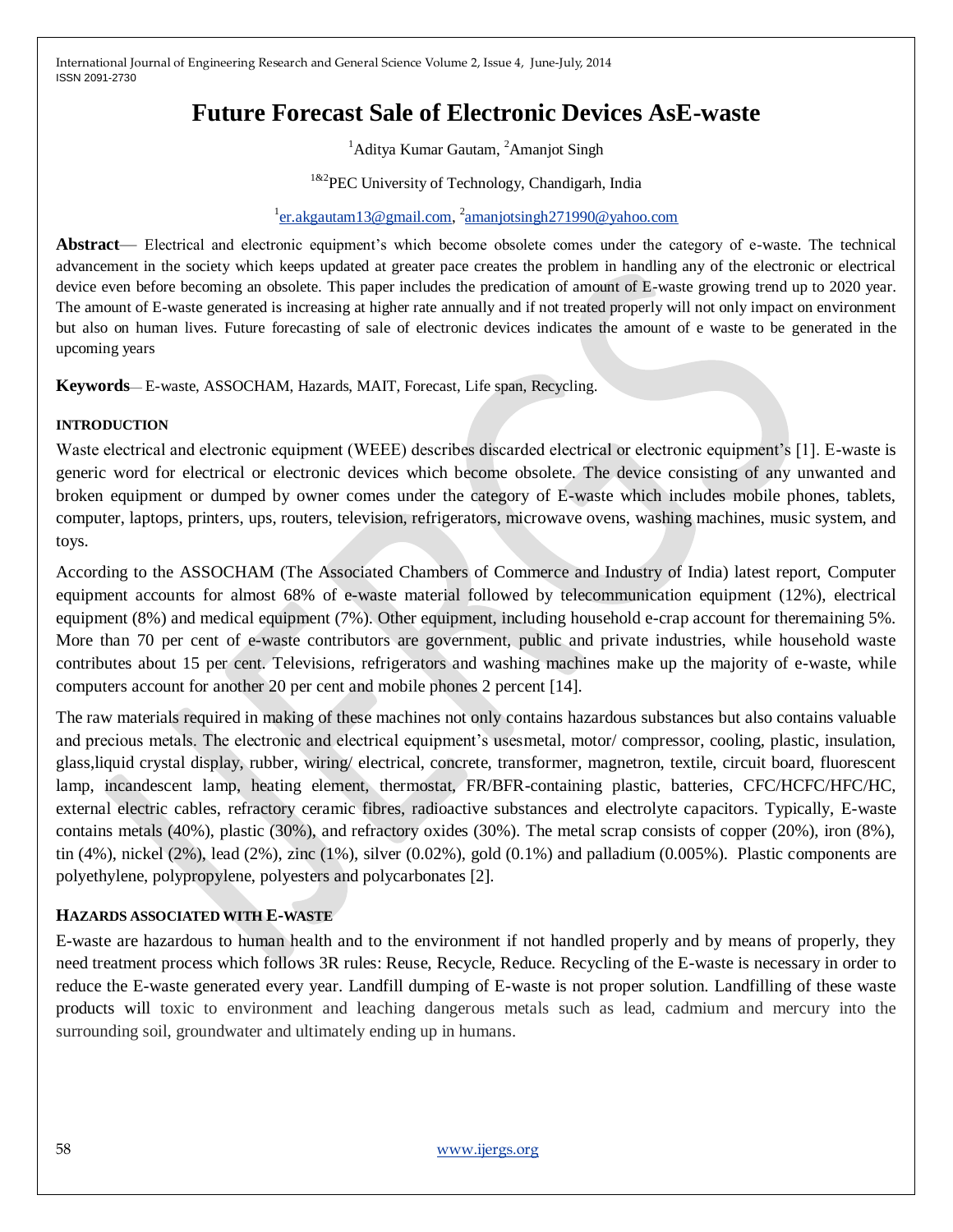# Future Forecast Sale of Electronic Devices AsE-waste

[1]Aditya Kumar Gautam, [2]Amanjot Singh

[1&2]PEC University of Technology, Chandigarh, India

[1]er.akgautam13@gmail.com, [2]amanjotsingh271990@yahoo.com

**Abstract**— Electrical and electronic equipment's which become obsolete comes under the category of e-waste. The technical advancement in the society which keeps updated at greater pace creates the problem in handling any of the electronic or electrical device even before becoming an obsolete. This paper includes the predication of amount of E-waste growing trend up to 2020 year. The amount of E-waste generated is increasing at higher rate annually and if not treated properly will not only impact on environment but also on human lives. Future forecasting of sale of electronic devices indicates the amount of e waste to be generated in the upcoming years

**Keywords**— E-waste, ASSOCHAM, Hazards, MAIT, Forecast, Life span, Recycling.

## INTRODUCTION

Waste electrical and electronic equipment (WEEE) describes discarded electrical or electronic equipment's [1]. E-waste is generic word for electrical or electronic devices which become obsolete. The device consisting of any unwanted and broken equipment or dumped by owner comes under the category of E-waste which includes mobile phones, tablets, computer, laptops, printers, ups, routers, television, refrigerators, microwave ovens, washing machines, music system, and toys.

According to the ASSOCHAM (The Associated Chambers of Commerce and Industry of India) latest report, Computer equipment accounts for almost 68% of e-waste material followed by telecommunication equipment (12%), electrical equipment (8%) and medical equipment (7%). Other equipment, including household e-crap account for theremaining 5%. More than 70 per cent of e-waste contributors are government, public and private industries, while household waste contributes about 15 per cent. Televisions, refrigerators and washing machines make up the majority of e-waste, while computers account for another 20 per cent and mobile phones 2 percent [14].

The raw materials required in making of these machines not only contains hazardous substances but also contains valuable and precious metals. The electronic and electrical equipment's usesmetal, motor/ compressor, cooling, plastic, insulation, glass,liquid crystal display, rubber, wiring/ electrical, concrete, transformer, magnetron, textile, circuit board, fluorescent lamp, incandescent lamp, heating element, thermostat, FR/BFR-containing plastic, batteries, CFC/HCFC/HFC/HC, external electric cables, refractory ceramic fibres, radioactive substances and electrolyte capacitors. Typically, E-waste contains metals (40%), plastic (30%), and refractory oxides (30%). The metal scrap consists of copper (20%), iron (8%), tin (4%), nickel (2%), lead (2%), zinc (1%), silver (0.02%), gold (0.1%) and palladium (0.005%). Plastic components are polyethylene, polypropylene, polyesters and polycarbonates [2].

## HAZARDS ASSOCIATED WITH E-WASTE

E-waste are hazardous to human health and to the environment if not handled properly and by means of properly, they need treatment process which follows 3R rules: Reuse, Recycle, Reduce. Recycling of the E-waste is necessary in order to reduce the E-waste generated every year. Landfill dumping of E-waste is not proper solution. Landfilling of these waste products will toxic to environment and leaching dangerous metals such as lead, cadmium and mercury into the surrounding soil, groundwater and ultimately ending up in humans.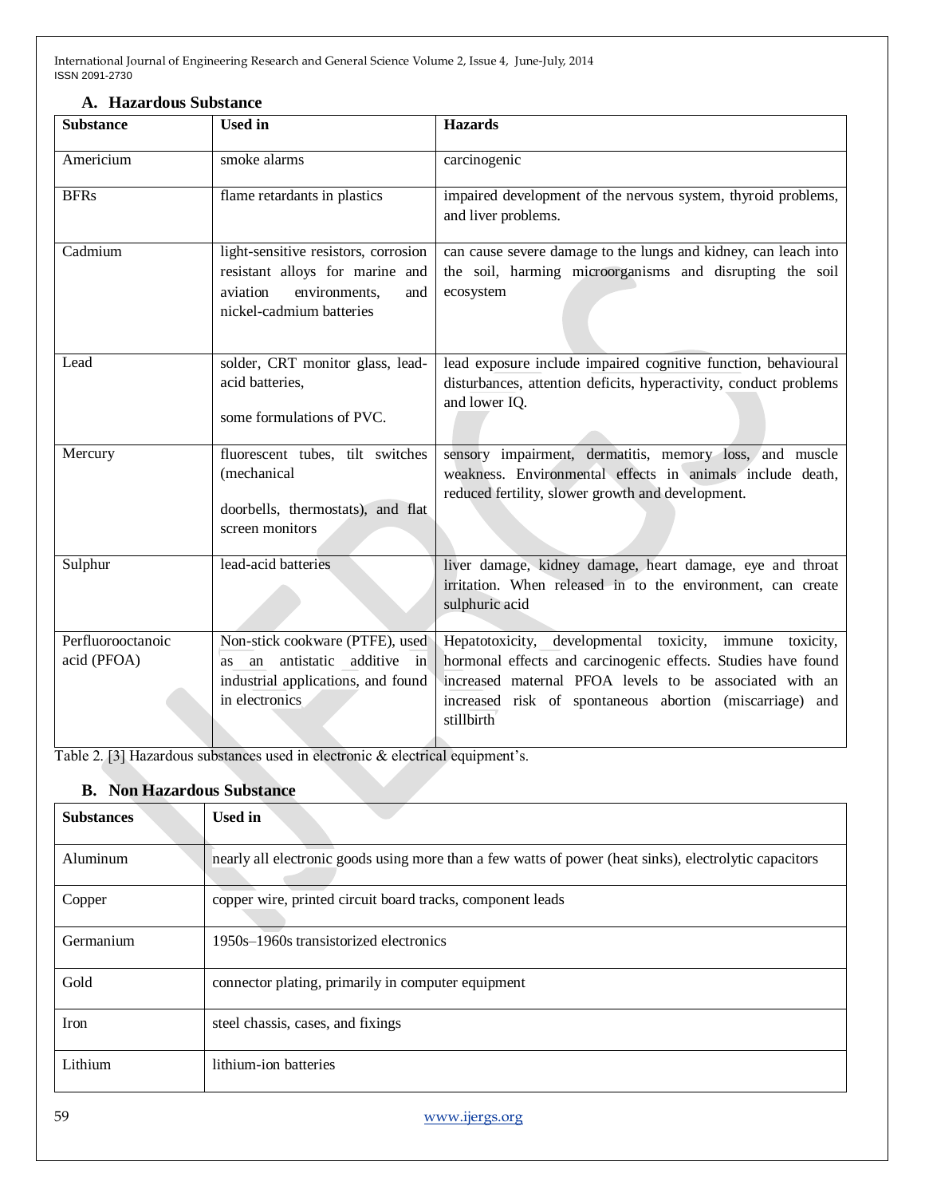### A. Hazardous Substance

| Substance | Used in | Hazards |
|---|---|---|
| Americium | smoke alarms | carcinogenic |
| BFRs | flame retardants in plastics | impaired development of the nervous system, thyroid problems, and liver problems. |
| Cadmium | light-sensitive resistors, corrosion resistant alloys for marine and aviation environments, and nickel-cadmium batteries | can cause severe damage to the lungs and kidney, can leach into the soil, harming microorganisms and disrupting the soil ecosystem |
| Lead | solder, CRT monitor glass, lead-acid batteries, some formulations of PVC. | lead exposure include impaired cognitive function, behavioural disturbances, attention deficits, hyperactivity, conduct problems and lower IQ. |
| Mercury | fluorescent tubes, tilt switches (mechanical doorbells, thermostats), and flat screen monitors | sensory impairment, dermatitis, memory loss, and muscle weakness. Environmental effects in animals include death, reduced fertility, slower growth and development. |
| Sulphur | lead-acid batteries | liver damage, kidney damage, heart damage, eye and throat irritation. When released in to the environment, can create sulphuric acid |
| Perfluorooctanoic acid (PFOA) | Non-stick cookware (PTFE), used as an antistatic additive in industrial applications, and found in electronics | Hepatotoxicity, developmental toxicity, immune toxicity, hormonal effects and carcinogenic effects. Studies have found increased maternal PFOA levels to be associated with an increased risk of spontaneous abortion (miscarriage) and stillbirth |

Table 2. [3] Hazardous substances used in electronic & electrical equipment's.

### B. Non Hazardous Substance

| Substances | Used in |
|---|---|
| Aluminum | nearly all electronic goods using more than a few watts of power (heat sinks), electrolytic capacitors |
| Copper | copper wire, printed circuit board tracks, component leads |
| Germanium | 1950s–1960s transistorized electronics |
| Gold | connector plating, primarily in computer equipment |
| Iron | steel chassis, cases, and fixings |
| Lithium | lithium-ion batteries |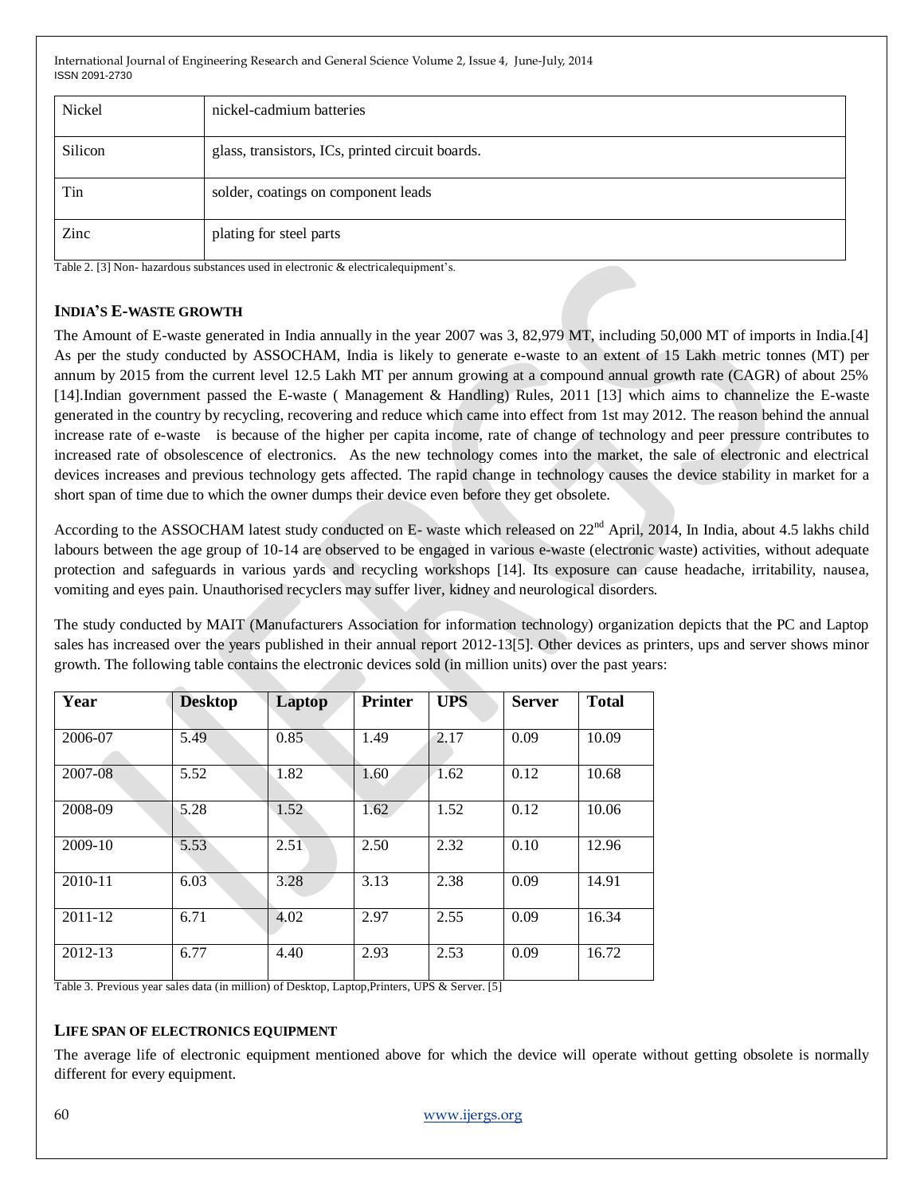| Nickel | nickel-cadmium batteries |
|---|---|
| Silicon | glass, transistors, ICs, printed circuit boards. |
| Tin | solder, coatings on component leads |
| Zinc | plating for steel parts |

Table 2. [3] Non- hazardous substances used in electronic & electricalequipment's.

### INDIA'S E-WASTE GROWTH

The Amount of E-waste generated in India annually in the year 2007 was 3, 82,979 MT, including 50,000 MT of imports in India.[4] As per the study conducted by ASSOCHAM, India is likely to generate e-waste to an extent of 15 Lakh metric tonnes (MT) per annum by 2015 from the current level 12.5 Lakh MT per annum growing at a compound annual growth rate (CAGR) of about 25% [14].Indian government passed the E-waste ( Management & Handling) Rules, 2011 [13] which aims to channelize the E-waste generated in the country by recycling, recovering and reduce which came into effect from 1st may 2012. The reason behind the annual increase rate of e-waste is because of the higher per capita income, rate of change of technology and peer pressure contributes to increased rate of obsolescence of electronics. As the new technology comes into the market, the sale of electronic and electrical devices increases and previous technology gets affected. The rapid change in technology causes the device stability in market for a short span of time due to which the owner dumps their device even before they get obsolete.

According to the ASSOCHAM latest study conducted on E- waste which released on 22nd April, 2014, In India, about 4.5 lakhs child labours between the age group of 10-14 are observed to be engaged in various e-waste (electronic waste) activities, without adequate protection and safeguards in various yards and recycling workshops [14]. Its exposure can cause headache, irritability, nausea, vomiting and eyes pain. Unauthorised recyclers may suffer liver, kidney and neurological disorders.

The study conducted by MAIT (Manufacturers Association for information technology) organization depicts that the PC and Laptop sales has increased over the years published in their annual report 2012-13[5]. Other devices as printers, ups and server shows minor growth. The following table contains the electronic devices sold (in million units) over the past years:

| Year | Desktop | Laptop | Printer | UPS | Server | Total |
|---|---|---|---|---|---|---|
| 2006-07 | 5.49 | 0.85 | 1.49 | 2.17 | 0.09 | 10.09 |
| 2007-08 | 5.52 | 1.82 | 1.60 | 1.62 | 0.12 | 10.68 |
| 2008-09 | 5.28 | 1.52 | 1.62 | 1.52 | 0.12 | 10.06 |
| 2009-10 | 5.53 | 2.51 | 2.50 | 2.32 | 0.10 | 12.96 |
| 2010-11 | 6.03 | 3.28 | 3.13 | 2.38 | 0.09 | 14.91 |
| 2011-12 | 6.71 | 4.02 | 2.97 | 2.55 | 0.09 | 16.34 |
| 2012-13 | 6.77 | 4.40 | 2.93 | 2.53 | 0.09 | 16.72 |

Table 3. Previous year sales data (in million) of Desktop, Laptop,Printers, UPS & Server. [5]

### LIFE SPAN OF ELECTRONICS EQUIPMENT

The average life of electronic equipment mentioned above for which the device will operate without getting obsolete is normally different for every equipment.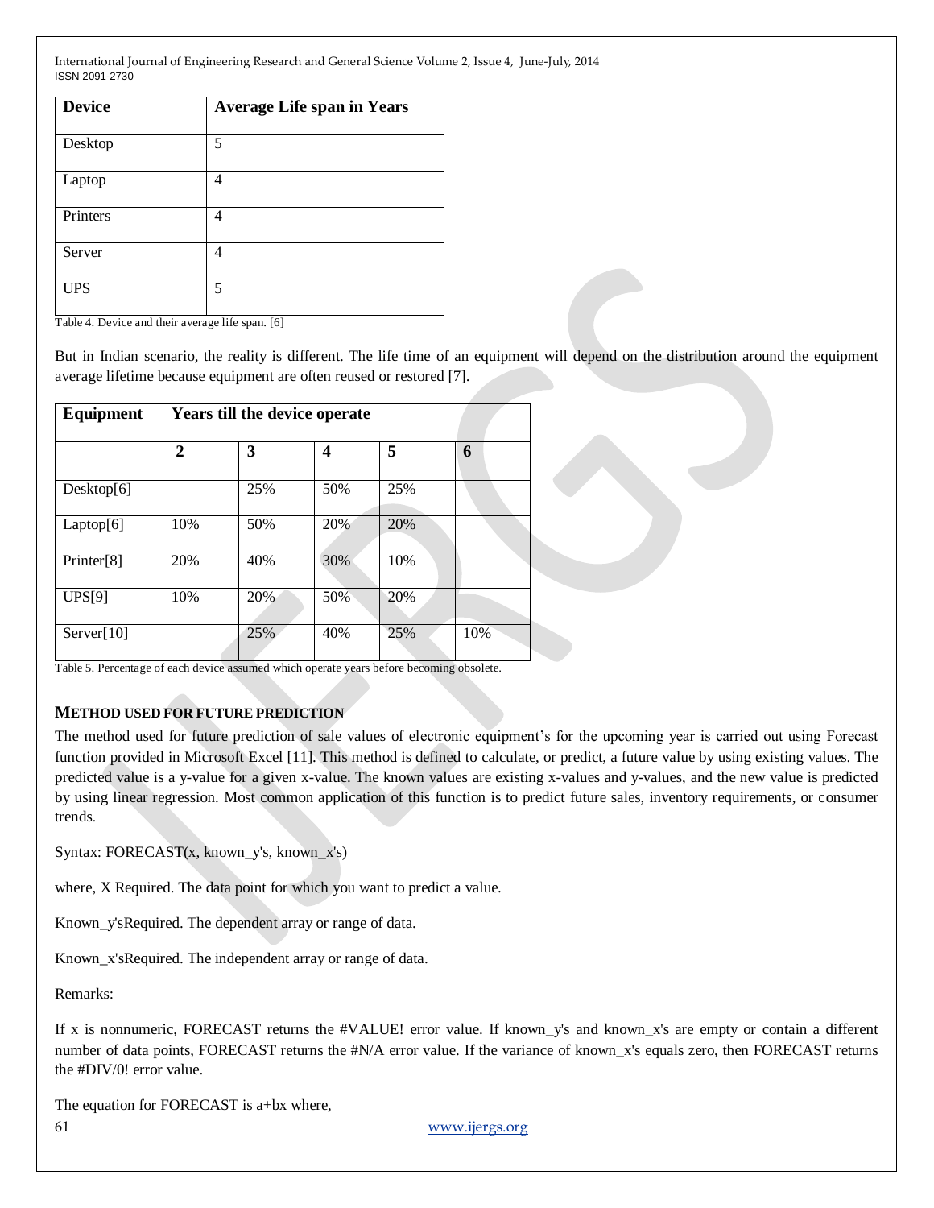| Device | Average Life span in Years |
| --- | --- |
| Desktop | 5 |
| Laptop | 4 |
| Printers | 4 |
| Server | 4 |
| UPS | 5 |

Table 4. Device and their average life span. [6]

But in Indian scenario, the reality is different. The life time of an equipment will depend on the distribution around the equipment average lifetime because equipment are often reused or restored [7].

| Equipment | Years till the device operate | | | | |
| --- | --- | --- | --- | --- | --- |
| | **2** | **3** | **4** | **5** | **6** |
| Desktop[6] | | 25% | 50% | 25% | |
| Laptop[6] | 10% | 50% | 20% | 20% | |
| Printer[8] | 20% | 40% | 30% | 10% | |
| UPS[9] | 10% | 20% | 50% | 20% | |
| Server[10] | | 25% | 40% | 25% | 10% |

Table 5. Percentage of each device assumed which operate years before becoming obsolete.

## METHOD USED FOR FUTURE PREDICTION

The method used for future prediction of sale values of electronic equipment's for the upcoming year is carried out using Forecast function provided in Microsoft Excel [11]. This method is defined to calculate, or predict, a future value by using existing values. The predicted value is a y-value for a given x-value. The known values are existing x-values and y-values, and the new value is predicted by using linear regression. Most common application of this function is to predict future sales, inventory requirements, or consumer trends.

Syntax: FORECAST(x, known_y's, known_x's)

where, X Required. The data point for which you want to predict a value.

Known_y'sRequired. The dependent array or range of data.

Known_x'sRequired. The independent array or range of data.

Remarks:

If x is nonnumeric, FORECAST returns the #VALUE! error value. If known_y's and known_x's are empty or contain a different number of data points, FORECAST returns the #N/A error value. If the variance of known_x's equals zero, then FORECAST returns the #DIV/0! error value.

The equation for FORECAST is a+bx where,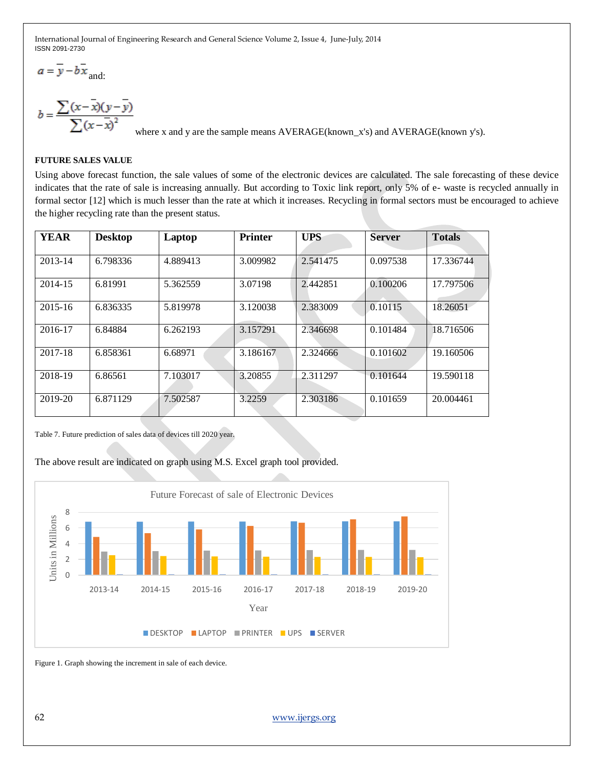$a = \bar{y} - b\bar{x}$ and:

$$b = \frac{\sum (x-\bar{x})(y-\bar{y})}{\sum (x-\bar{x})^2}$$

where x and y are the sample means AVERAGE(known_x's) and AVERAGE(known y's).

**FUTURE SALES VALUE**

Using above forecast function, the sale values of some of the electronic devices are calculated. The sale forecasting of these device indicates that the rate of sale is increasing annually. But according to Toxic link report, only 5% of e- waste is recycled annually in formal sector [12] which is much lesser than the rate at which it increases. Recycling in formal sectors must be encouraged to achieve the higher recycling rate than the present status.

| YEAR | Desktop | Laptop | Printer | UPS | Server | Totals |
|---|---|---|---|---|---|---|
| 2013-14 | 6.798336 | 4.889413 | 3.009982 | 2.541475 | 0.097538 | 17.336744 |
| 2014-15 | 6.81991 | 5.362559 | 3.07198 | 2.442851 | 0.100206 | 17.797506 |
| 2015-16 | 6.836335 | 5.819978 | 3.120038 | 2.383009 | 0.10115 | 18.26051 |
| 2016-17 | 6.84884 | 6.262193 | 3.157291 | 2.346698 | 0.101484 | 18.716506 |
| 2017-18 | 6.858361 | 6.68971 | 3.186167 | 2.324666 | 0.101602 | 19.160506 |
| 2018-19 | 6.86561 | 7.103017 | 3.20855 | 2.311297 | 0.101644 | 19.590118 |
| 2019-20 | 6.871129 | 7.502587 | 3.2259 | 2.303186 | 0.101659 | 20.004461 |

Table 7. Future prediction of sales data of devices till 2020 year.

The above result are indicated on graph using M.S. Excel graph tool provided.

Figure 1. Graph showing the increment in sale of each device.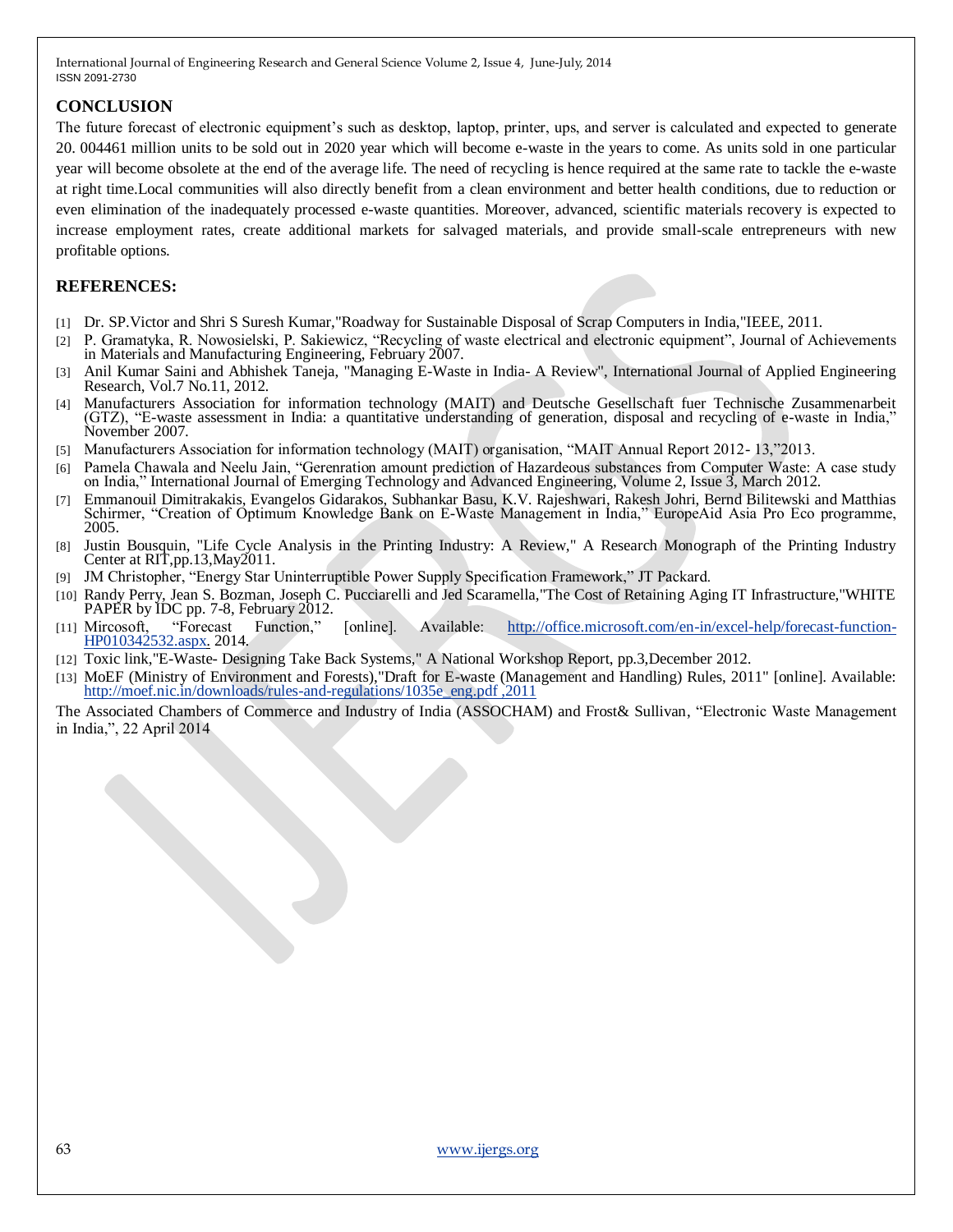## CONCLUSION

The future forecast of electronic equipment's such as desktop, laptop, printer, ups, and server is calculated and expected to generate 20. 004461 million units to be sold out in 2020 year which will become e-waste in the years to come. As units sold in one particular year will become obsolete at the end of the average life. The need of recycling is hence required at the same rate to tackle the e-waste at right time.Local communities will also directly benefit from a clean environment and better health conditions, due to reduction or even elimination of the inadequately processed e-waste quantities. Moreover, advanced, scientific materials recovery is expected to increase employment rates, create additional markets for salvaged materials, and provide small-scale entrepreneurs with new profitable options.

## REFERENCES:

[1] Dr. SP.Victor and Shri S Suresh Kumar,"Roadway for Sustainable Disposal of Scrap Computers in India,"IEEE, 2011.

[2] P. Gramatyka, R. Nowosielski, P. Sakiewicz, "Recycling of waste electrical and electronic equipment", Journal of Achievements in Materials and Manufacturing Engineering, February 2007.

[3] Anil Kumar Saini and Abhishek Taneja, "Managing E-Waste in India- A Review", International Journal of Applied Engineering Research, Vol.7 No.11, 2012.

[4] Manufacturers Association for information technology (MAIT) and Deutsche Gesellschaft fuer Technische Zusammenarbeit (GTZ), "E-waste assessment in India: a quantitative understanding of generation, disposal and recycling of e-waste in India," November 2007.

[5] Manufacturers Association for information technology (MAIT) organisation, "MAIT Annual Report 2012- 13,"2013.

[6] Pamela Chawala and Neelu Jain, "Gerenration amount prediction of Hazardeous substances from Computer Waste: A case study on India," International Journal of Emerging Technology and Advanced Engineering, Volume 2, Issue 3, March 2012.

[7] Emmanouil Dimitrakakis, Evangelos Gidarakos, Subhankar Basu, K.V. Rajeshwari, Rakesh Johri, Bernd Bilitewski and Matthias Schirmer, "Creation of Optimum Knowledge Bank on E-Waste Management in India," EuropeAid Asia Pro Eco programme, 2005.

[8] Justin Bousquin, "Life Cycle Analysis in the Printing Industry: A Review," A Research Monograph of the Printing Industry Center at RIT,pp.13,May2011.

[9] JM Christopher, "Energy Star Uninterruptible Power Supply Specification Framework," JT Packard.

[10] Randy Perry, Jean S. Bozman, Joseph C. Pucciarelli and Jed Scaramella,"The Cost of Retaining Aging IT Infrastructure,"WHITE PAPER by IDC pp. 7-8, February 2012.

[11] Mircosoft, "Forecast Function," [online]. Available: http://office.microsoft.com/en-in/excel-help/forecast-function-HP010342532.aspx. 2014.

[12] Toxic link,"E-Waste- Designing Take Back Systems," A National Workshop Report, pp.3,December 2012.

[13] MoEF (Ministry of Environment and Forests),"Draft for E-waste (Management and Handling) Rules, 2011" [online]. Available: http://moef.nic.in/downloads/rules-and-regulations/1035e_eng.pdf ,2011

The Associated Chambers of Commerce and Industry of India (ASSOCHAM) and Frost& Sullivan, "Electronic Waste Management in India,", 22 April 2014